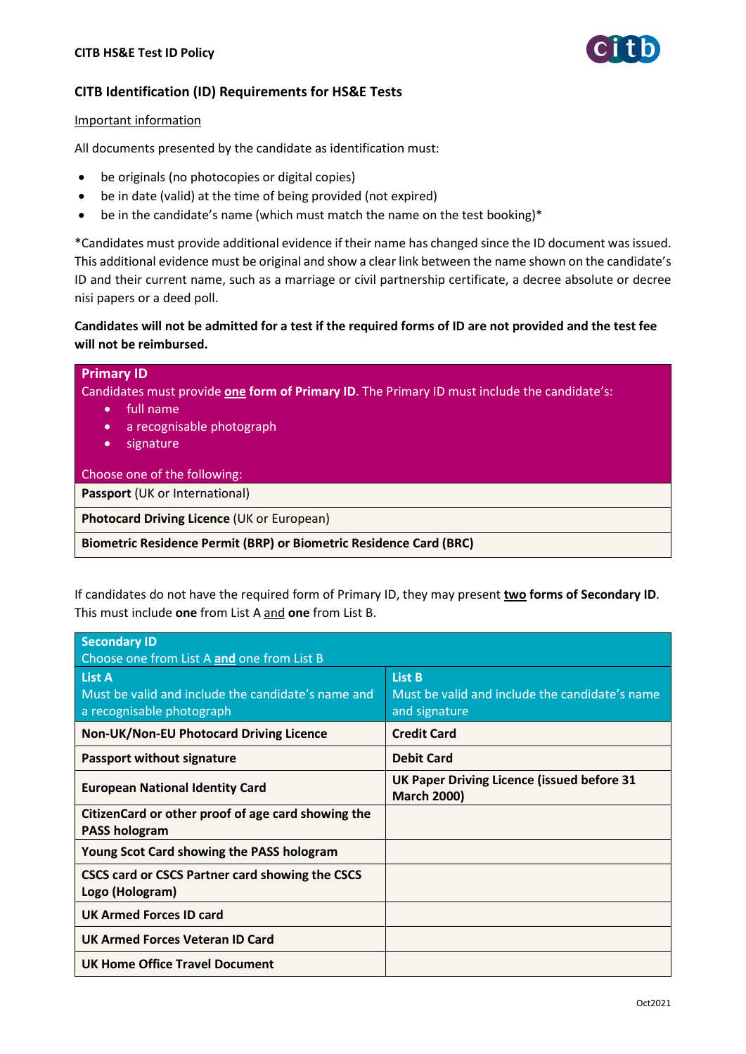## CITB Identification (ID) Requirements for HS&E Tests

Important information

All documents presented by the candidate as identification must:

- be originals (no photocopies or digital copies)
- be in date (valid) at the time of being provided (not expired)
- be in the candidate's name (which must match the name on the test booking)*

*Candidates must provide additional evidence if their name has changed since the ID document was issued. This additional evidence must be original and show a clear link between the name shown on the candidate's ID and their current name, such as a marriage or civil partnership certificate, a decree absolute or decree nisi papers or a deed poll.

**Candidates will not be admitted for a test if the required forms of ID are not provided and the test fee will not be reimbursed.**

| **Primary ID**<br>Candidates must provide **one form of Primary ID**. The Primary ID must include the candidate's:<br>• full name<br>• a recognisable photograph<br>• signature<br><br>Choose one of the following: |
|---|
| **Passport** (UK or International) |
| **Photocard Driving Licence** (UK or European) |
| **Biometric Residence Permit (BRP) or Biometric Residence Card (BRC)** |

If candidates do not have the required form of Primary ID, they may present **two forms of Secondary ID**. This must include **one** from List A and **one** from List B.

| **Secondary ID**<br>Choose one from List A **and** one from List B | |
|---|---|
| **List A**<br>Must be valid and include the candidate's name and a recognisable photograph | **List B**<br>Must be valid and include the candidate's name and signature |
| **Non-UK/Non-EU Photocard Driving Licence** | **Credit Card** |
| **Passport without signature** | **Debit Card** |
| **European National Identity Card** | **UK Paper Driving Licence (issued before 31 March 2000)** |
| **CitizenCard or other proof of age card showing the PASS hologram** | |
| **Young Scot Card showing the PASS hologram** | |
| **CSCS card or CSCS Partner card showing the CSCS Logo (Hologram)** | |
| **UK Armed Forces ID card** | |
| **UK Armed Forces Veteran ID Card** | |
| **UK Home Office Travel Document** | |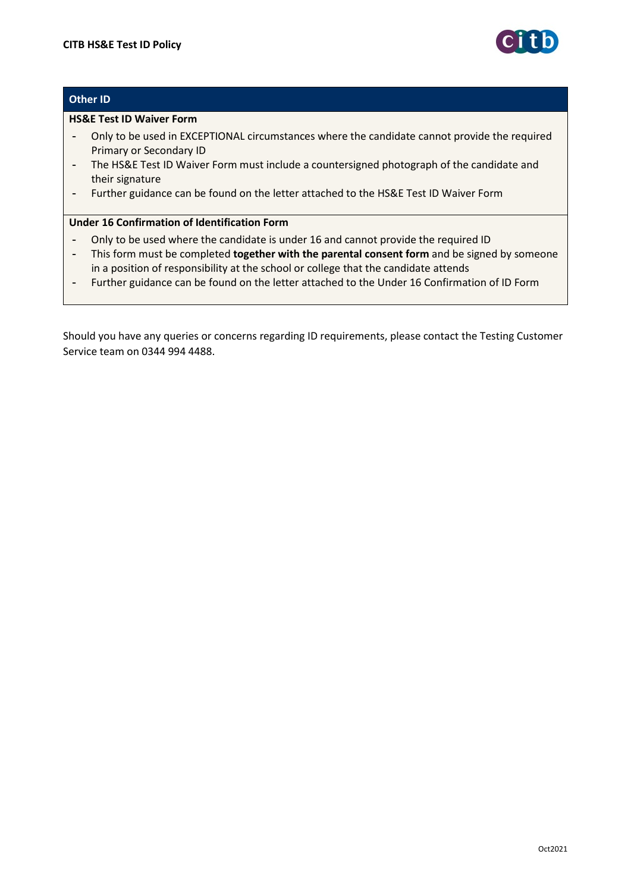## Other ID

### HS&E Test ID Waiver Form

- Only to be used in EXCEPTIONAL circumstances where the candidate cannot provide the required Primary or Secondary ID
- The HS&E Test ID Waiver Form must include a countersigned photograph of the candidate and their signature
- Further guidance can be found on the letter attached to the HS&E Test ID Waiver Form

### Under 16 Confirmation of Identification Form

- Only to be used where the candidate is under 16 and cannot provide the required ID
- This form must be completed **together with the parental consent form** and be signed by someone in a position of responsibility at the school or college that the candidate attends
- Further guidance can be found on the letter attached to the Under 16 Confirmation of ID Form

Should you have any queries or concerns regarding ID requirements, please contact the Testing Customer Service team on 0344 994 4488.